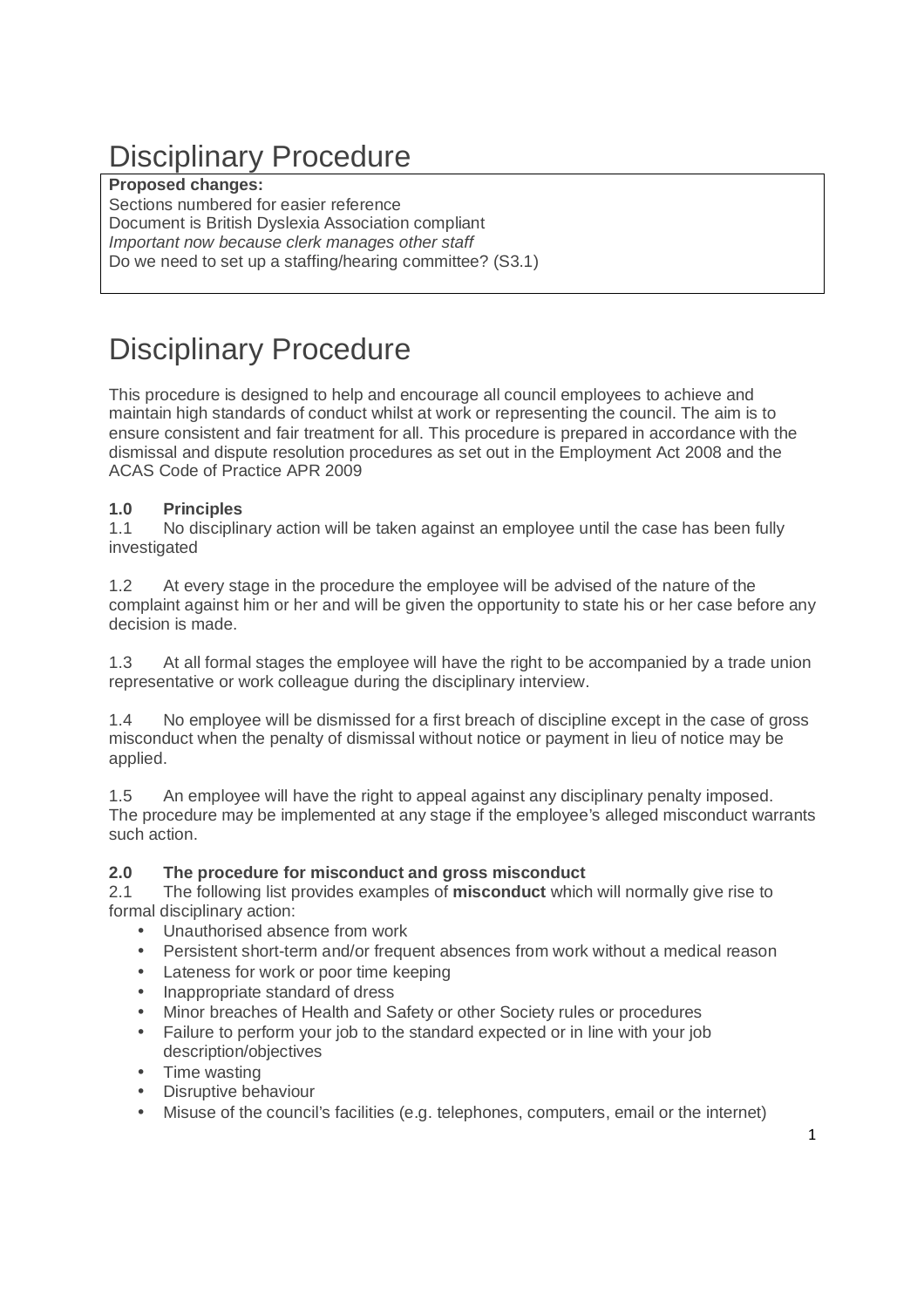# Disciplinary Procedure

**Proposed changes:**
Sections numbered for easier reference
Document is British Dyslexia Association compliant
*Important now because clerk manages other staff*
Do we need to set up a staffing/hearing committee? (S3.1)

# Disciplinary Procedure

This procedure is designed to help and encourage all council employees to achieve and maintain high standards of conduct whilst at work or representing the council. The aim is to ensure consistent and fair treatment for all. This procedure is prepared in accordance with the dismissal and dispute resolution procedures as set out in the Employment Act 2008 and the ACAS Code of Practice APR 2009

### 1.0 Principles

1.1 No disciplinary action will be taken against an employee until the case has been fully investigated

1.2 At every stage in the procedure the employee will be advised of the nature of the complaint against him or her and will be given the opportunity to state his or her case before any decision is made.

1.3 At all formal stages the employee will have the right to be accompanied by a trade union representative or work colleague during the disciplinary interview.

1.4 No employee will be dismissed for a first breach of discipline except in the case of gross misconduct when the penalty of dismissal without notice or payment in lieu of notice may be applied.

1.5 An employee will have the right to appeal against any disciplinary penalty imposed. The procedure may be implemented at any stage if the employee's alleged misconduct warrants such action.

### 2.0 The procedure for misconduct and gross misconduct

2.1 The following list provides examples of **misconduct** which will normally give rise to formal disciplinary action:

- Unauthorised absence from work
- Persistent short-term and/or frequent absences from work without a medical reason
- Lateness for work or poor time keeping
- Inappropriate standard of dress
- Minor breaches of Health and Safety or other Society rules or procedures
- Failure to perform your job to the standard expected or in line with your job description/objectives
- Time wasting
- Disruptive behaviour
- Misuse of the council's facilities (e.g. telephones, computers, email or the internet)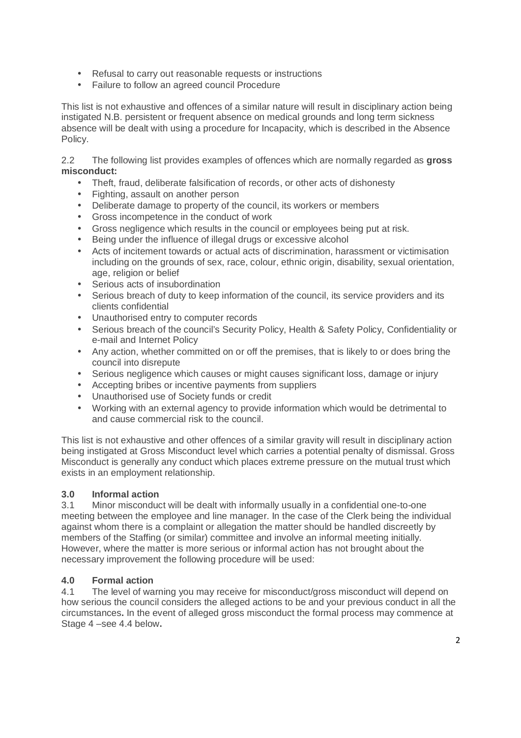- Refusal to carry out reasonable requests or instructions
- Failure to follow an agreed council Procedure

This list is not exhaustive and offences of a similar nature will result in disciplinary action being instigated N.B. persistent or frequent absence on medical grounds and long term sickness absence will be dealt with using a procedure for Incapacity, which is described in the Absence Policy.

2.2 The following list provides examples of offences which are normally regarded as **gross misconduct:**

- Theft, fraud, deliberate falsification of records, or other acts of dishonesty
- Fighting, assault on another person
- Deliberate damage to property of the council, its workers or members
- Gross incompetence in the conduct of work
- Gross negligence which results in the council or employees being put at risk.
- Being under the influence of illegal drugs or excessive alcohol
- Acts of incitement towards or actual acts of discrimination, harassment or victimisation including on the grounds of sex, race, colour, ethnic origin, disability, sexual orientation, age, religion or belief
- Serious acts of insubordination
- Serious breach of duty to keep information of the council, its service providers and its clients confidential
- Unauthorised entry to computer records
- Serious breach of the council's Security Policy, Health & Safety Policy, Confidentiality or e-mail and Internet Policy
- Any action, whether committed on or off the premises, that is likely to or does bring the council into disrepute
- Serious negligence which causes or might causes significant loss, damage or injury
- Accepting bribes or incentive payments from suppliers
- Unauthorised use of Society funds or credit
- Working with an external agency to provide information which would be detrimental to and cause commercial risk to the council.

This list is not exhaustive and other offences of a similar gravity will result in disciplinary action being instigated at Gross Misconduct level which carries a potential penalty of dismissal. Gross Misconduct is generally any conduct which places extreme pressure on the mutual trust which exists in an employment relationship.

### 3.0 Informal action

3.1 Minor misconduct will be dealt with informally usually in a confidential one-to-one meeting between the employee and line manager. In the case of the Clerk being the individual against whom there is a complaint or allegation the matter should be handled discreetly by members of the Staffing (or similar) committee and involve an informal meeting initially. However, where the matter is more serious or informal action has not brought about the necessary improvement the following procedure will be used:

### 4.0 Formal action

4.1 The level of warning you may receive for misconduct/gross misconduct will depend on how serious the council considers the alleged actions to be and your previous conduct in all the circumstances**.** In the event of alleged gross misconduct the formal process may commence at Stage 4 –see 4.4 below**.**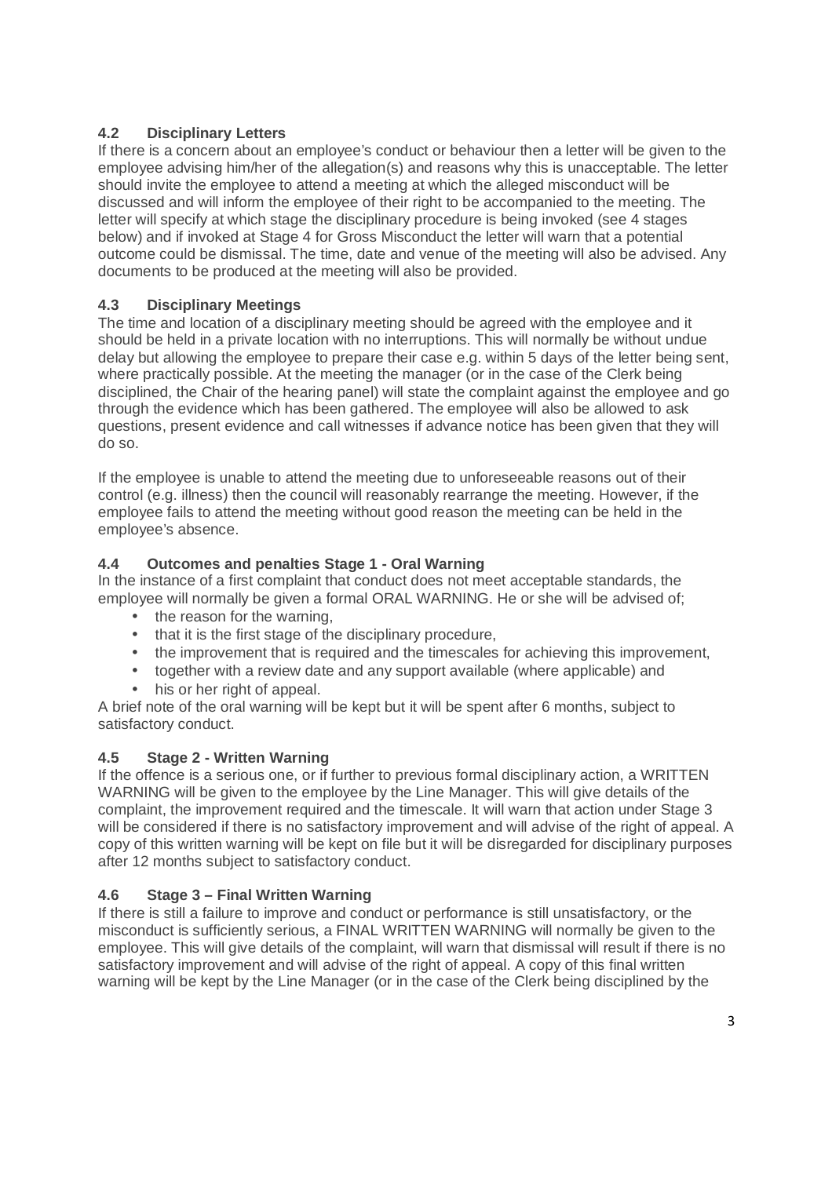### 4.2 Disciplinary Letters

If there is a concern about an employee's conduct or behaviour then a letter will be given to the employee advising him/her of the allegation(s) and reasons why this is unacceptable. The letter should invite the employee to attend a meeting at which the alleged misconduct will be discussed and will inform the employee of their right to be accompanied to the meeting. The letter will specify at which stage the disciplinary procedure is being invoked (see 4 stages below) and if invoked at Stage 4 for Gross Misconduct the letter will warn that a potential outcome could be dismissal. The time, date and venue of the meeting will also be advised. Any documents to be produced at the meeting will also be provided.

### 4.3 Disciplinary Meetings

The time and location of a disciplinary meeting should be agreed with the employee and it should be held in a private location with no interruptions. This will normally be without undue delay but allowing the employee to prepare their case e.g. within 5 days of the letter being sent, where practically possible. At the meeting the manager (or in the case of the Clerk being disciplined, the Chair of the hearing panel) will state the complaint against the employee and go through the evidence which has been gathered. The employee will also be allowed to ask questions, present evidence and call witnesses if advance notice has been given that they will do so.

If the employee is unable to attend the meeting due to unforeseeable reasons out of their control (e.g. illness) then the council will reasonably rearrange the meeting. However, if the employee fails to attend the meeting without good reason the meeting can be held in the employee's absence.

### 4.4 Outcomes and penalties Stage 1 - Oral Warning

In the instance of a first complaint that conduct does not meet acceptable standards, the employee will normally be given a formal ORAL WARNING. He or she will be advised of;

- the reason for the warning,
- that it is the first stage of the disciplinary procedure,
- the improvement that is required and the timescales for achieving this improvement,
- together with a review date and any support available (where applicable) and
- his or her right of appeal.

A brief note of the oral warning will be kept but it will be spent after 6 months, subject to satisfactory conduct.

### 4.5 Stage 2 - Written Warning

If the offence is a serious one, or if further to previous formal disciplinary action, a WRITTEN WARNING will be given to the employee by the Line Manager. This will give details of the complaint, the improvement required and the timescale. It will warn that action under Stage 3 will be considered if there is no satisfactory improvement and will advise of the right of appeal. A copy of this written warning will be kept on file but it will be disregarded for disciplinary purposes after 12 months subject to satisfactory conduct.

### 4.6 Stage 3 – Final Written Warning

If there is still a failure to improve and conduct or performance is still unsatisfactory, or the misconduct is sufficiently serious, a FINAL WRITTEN WARNING will normally be given to the employee. This will give details of the complaint, will warn that dismissal will result if there is no satisfactory improvement and will advise of the right of appeal. A copy of this final written warning will be kept by the Line Manager (or in the case of the Clerk being disciplined by the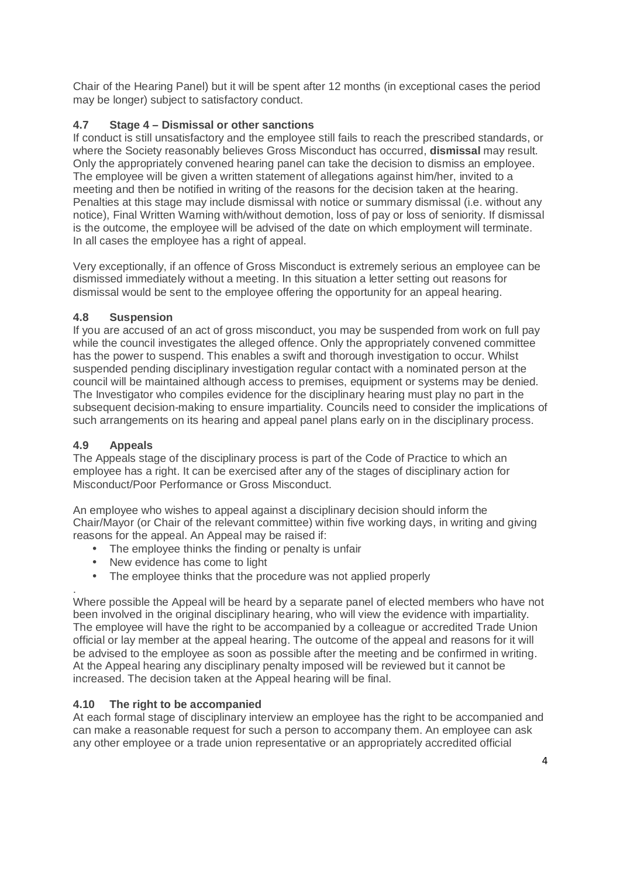Chair of the Hearing Panel) but it will be spent after 12 months (in exceptional cases the period may be longer) subject to satisfactory conduct.

### 4.7 Stage 4 – Dismissal or other sanctions

If conduct is still unsatisfactory and the employee still fails to reach the prescribed standards, or where the Society reasonably believes Gross Misconduct has occurred, **dismissal** may result. Only the appropriately convened hearing panel can take the decision to dismiss an employee. The employee will be given a written statement of allegations against him/her, invited to a meeting and then be notified in writing of the reasons for the decision taken at the hearing. Penalties at this stage may include dismissal with notice or summary dismissal (i.e. without any notice), Final Written Warning with/without demotion, loss of pay or loss of seniority. If dismissal is the outcome, the employee will be advised of the date on which employment will terminate. In all cases the employee has a right of appeal.

Very exceptionally, if an offence of Gross Misconduct is extremely serious an employee can be dismissed immediately without a meeting. In this situation a letter setting out reasons for dismissal would be sent to the employee offering the opportunity for an appeal hearing.

### 4.8 Suspension

If you are accused of an act of gross misconduct, you may be suspended from work on full pay while the council investigates the alleged offence. Only the appropriately convened committee has the power to suspend. This enables a swift and thorough investigation to occur. Whilst suspended pending disciplinary investigation regular contact with a nominated person at the council will be maintained although access to premises, equipment or systems may be denied. The Investigator who compiles evidence for the disciplinary hearing must play no part in the subsequent decision-making to ensure impartiality. Councils need to consider the implications of such arrangements on its hearing and appeal panel plans early on in the disciplinary process.

### 4.9 Appeals

The Appeals stage of the disciplinary process is part of the Code of Practice to which an employee has a right. It can be exercised after any of the stages of disciplinary action for Misconduct/Poor Performance or Gross Misconduct.

An employee who wishes to appeal against a disciplinary decision should inform the Chair/Mayor (or Chair of the relevant committee) within five working days, in writing and giving reasons for the appeal. An Appeal may be raised if:

- The employee thinks the finding or penalty is unfair
- New evidence has come to light
- The employee thinks that the procedure was not applied properly

Where possible the Appeal will be heard by a separate panel of elected members who have not been involved in the original disciplinary hearing, who will view the evidence with impartiality. The employee will have the right to be accompanied by a colleague or accredited Trade Union official or lay member at the appeal hearing. The outcome of the appeal and reasons for it will be advised to the employee as soon as possible after the meeting and be confirmed in writing. At the Appeal hearing any disciplinary penalty imposed will be reviewed but it cannot be increased. The decision taken at the Appeal hearing will be final.

### 4.10 The right to be accompanied

At each formal stage of disciplinary interview an employee has the right to be accompanied and can make a reasonable request for such a person to accompany them. An employee can ask any other employee or a trade union representative or an appropriately accredited official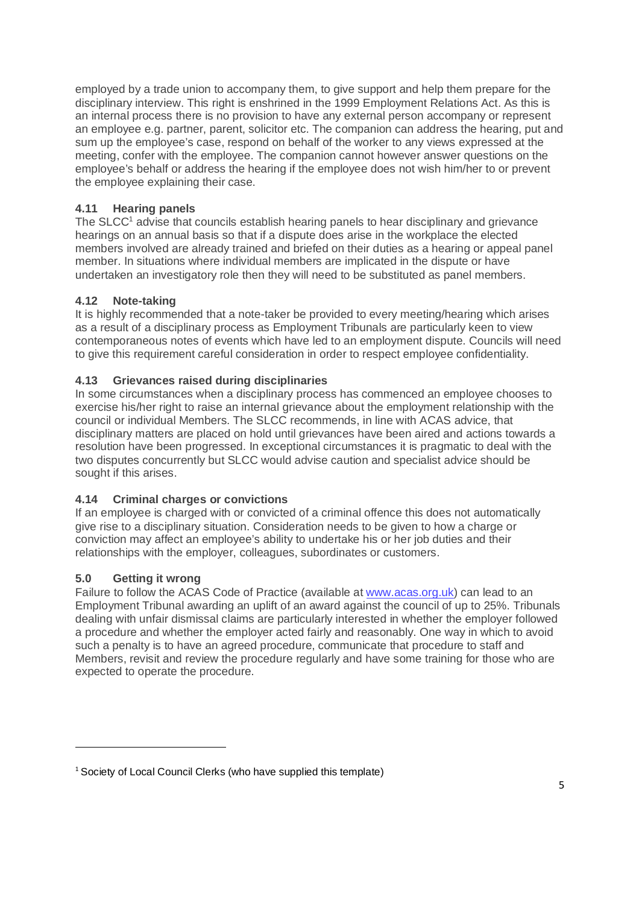employed by a trade union to accompany them, to give support and help them prepare for the disciplinary interview. This right is enshrined in the 1999 Employment Relations Act. As this is an internal process there is no provision to have any external person accompany or represent an employee e.g. partner, parent, solicitor etc. The companion can address the hearing, put and sum up the employee's case, respond on behalf of the worker to any views expressed at the meeting, confer with the employee. The companion cannot however answer questions on the employee's behalf or address the hearing if the employee does not wish him/her to or prevent the employee explaining their case.

### 4.11 Hearing panels

The SLCC[1] advise that councils establish hearing panels to hear disciplinary and grievance hearings on an annual basis so that if a dispute does arise in the workplace the elected members involved are already trained and briefed on their duties as a hearing or appeal panel member. In situations where individual members are implicated in the dispute or have undertaken an investigatory role then they will need to be substituted as panel members.

### 4.12 Note-taking

It is highly recommended that a note-taker be provided to every meeting/hearing which arises as a result of a disciplinary process as Employment Tribunals are particularly keen to view contemporaneous notes of events which have led to an employment dispute. Councils will need to give this requirement careful consideration in order to respect employee confidentiality.

### 4.13 Grievances raised during disciplinaries

In some circumstances when a disciplinary process has commenced an employee chooses to exercise his/her right to raise an internal grievance about the employment relationship with the council or individual Members. The SLCC recommends, in line with ACAS advice, that disciplinary matters are placed on hold until grievances have been aired and actions towards a resolution have been progressed. In exceptional circumstances it is pragmatic to deal with the two disputes concurrently but SLCC would advise caution and specialist advice should be sought if this arises.

### 4.14 Criminal charges or convictions

If an employee is charged with or convicted of a criminal offence this does not automatically give rise to a disciplinary situation. Consideration needs to be given to how a charge or conviction may affect an employee's ability to undertake his or her job duties and their relationships with the employer, colleagues, subordinates or customers.

## 5.0 Getting it wrong

Failure to follow the ACAS Code of Practice (available at [www.acas.org.uk](http://www.acas.org.uk)) can lead to an Employment Tribunal awarding an uplift of an award against the council of up to 25%. Tribunals dealing with unfair dismissal claims are particularly interested in whether the employer followed a procedure and whether the employer acted fairly and reasonably. One way in which to avoid such a penalty is to have an agreed procedure, communicate that procedure to staff and Members, revisit and review the procedure regularly and have some training for those who are expected to operate the procedure.

---

[1] Society of Local Council Clerks (who have supplied this template)